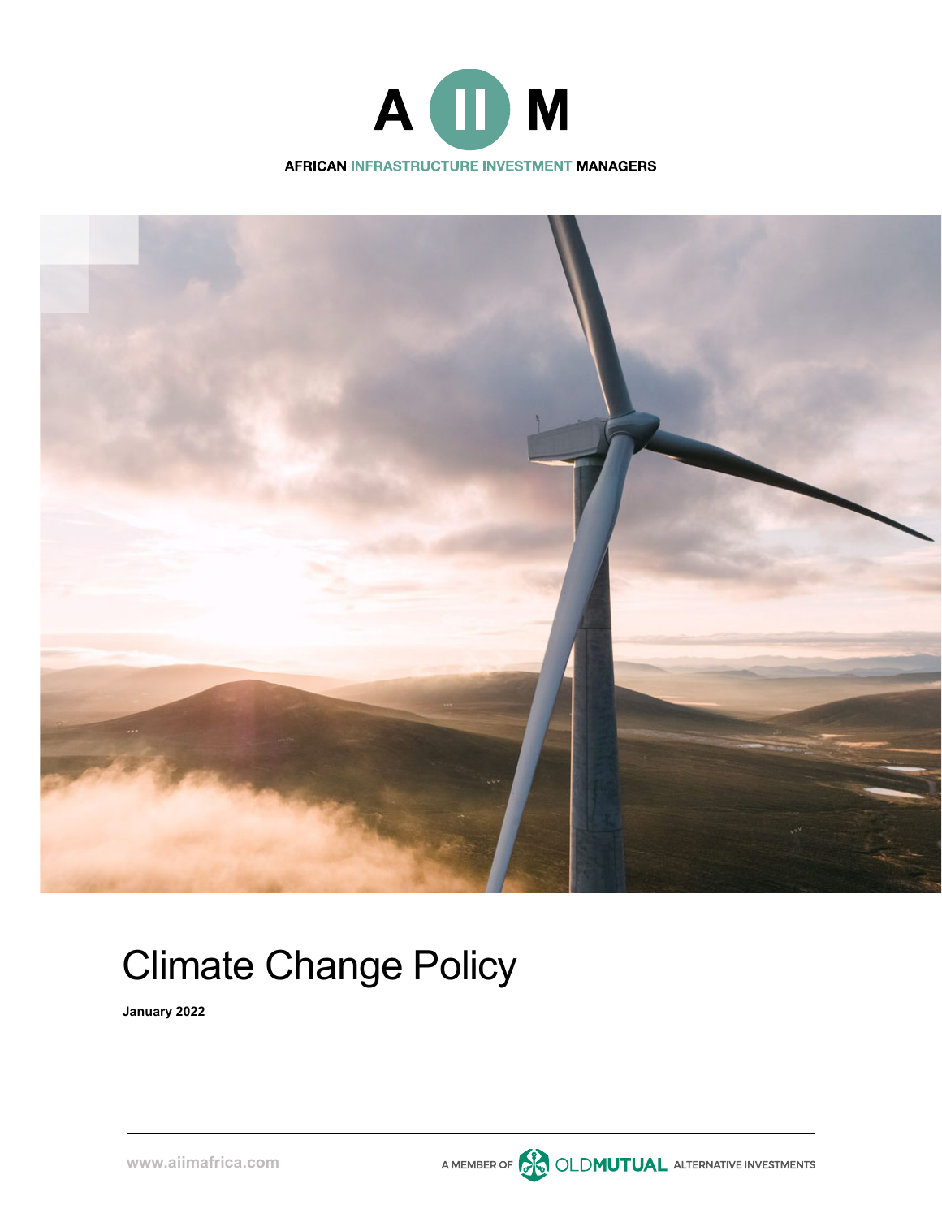AIIM

AFRICAN INFRASTRUCTURE INVESTMENT MANAGERS

# Climate Change Policy

**January 2022**

www.aiimafrica.com

A MEMBER OF OLDMUTUAL ALTERNATIVE INVESTMENTS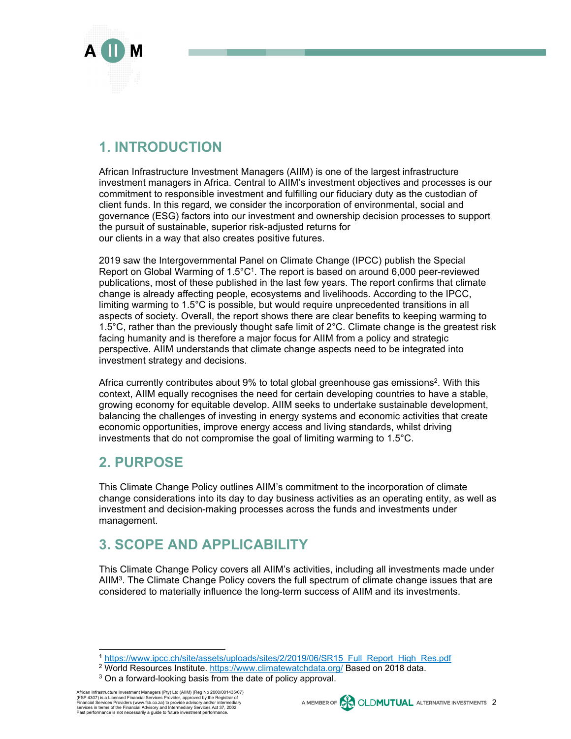## 1. INTRODUCTION

African Infrastructure Investment Managers (AIIM) is one of the largest infrastructure investment managers in Africa. Central to AIIM's investment objectives and processes is our commitment to responsible investment and fulfilling our fiduciary duty as the custodian of client funds. In this regard, we consider the incorporation of environmental, social and governance (ESG) factors into our investment and ownership decision processes to support the pursuit of sustainable, superior risk-adjusted returns for our clients in a way that also creates positive futures.

2019 saw the Intergovernmental Panel on Climate Change (IPCC) publish the Special Report on Global Warming of 1.5°C[1]. The report is based on around 6,000 peer-reviewed publications, most of these published in the last few years. The report confirms that climate change is already affecting people, ecosystems and livelihoods. According to the IPCC, limiting warming to 1.5°C is possible, but would require unprecedented transitions in all aspects of society. Overall, the report shows there are clear benefits to keeping warming to 1.5°C, rather than the previously thought safe limit of 2°C. Climate change is the greatest risk facing humanity and is therefore a major focus for AIIM from a policy and strategic perspective. AIIM understands that climate change aspects need to be integrated into investment strategy and decisions.

Africa currently contributes about 9% to total global greenhouse gas emissions[2]. With this context, AIIM equally recognises the need for certain developing countries to have a stable, growing economy for equitable develop. AIIM seeks to undertake sustainable development, balancing the challenges of investing in energy systems and economic activities that create economic opportunities, improve energy access and living standards, whilst driving investments that do not compromise the goal of limiting warming to 1.5°C.

## 2. PURPOSE

This Climate Change Policy outlines AIIM's commitment to the incorporation of climate change considerations into its day to day business activities as an operating entity, as well as investment and decision-making processes across the funds and investments under management.

## 3. SCOPE AND APPLICABILITY

This Climate Change Policy covers all AIIM's activities, including all investments made under AIIM[3]. The Climate Change Policy covers the full spectrum of climate change issues that are considered to materially influence the long-term success of AIIM and its investments.

---

[1] https://www.ipcc.ch/site/assets/uploads/sites/2/2019/06/SR15_Full_Report_High_Res.pdf

[2] World Resources Institute. https://www.climatewatchdata.org/ Based on 2018 data.

[3] On a forward-looking basis from the date of policy approval.

African Infrastructure Investment Managers (Pty) Ltd (AIIM) (Reg No 2000/001435/07) (FSP 4307) is a Licensed Financial Services Provider, approved by the Registrar of Financial Services Providers (www.fsb.co.za) to provide advisory and/or intermediary services in terms of the Financial Advisory and Intermediary Services Act 37, 2002. Past performance is not necessarily a guide to future investment performance.

A MEMBER OF OLDMUTUAL ALTERNATIVE INVESTMENTS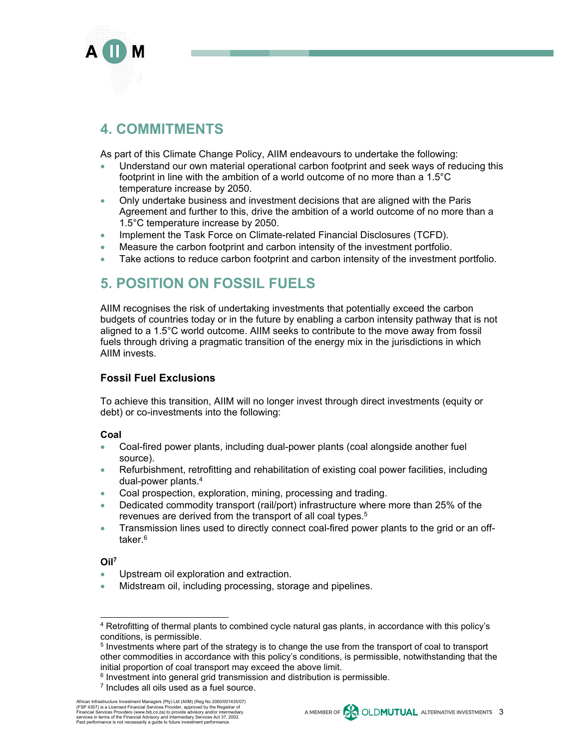## 4. COMMITMENTS

As part of this Climate Change Policy, AIIM endeavours to undertake the following:

- Understand our own material operational carbon footprint and seek ways of reducing this footprint in line with the ambition of a world outcome of no more than a 1.5°C temperature increase by 2050.
- Only undertake business and investment decisions that are aligned with the Paris Agreement and further to this, drive the ambition of a world outcome of no more than a 1.5°C temperature increase by 2050.
- Implement the Task Force on Climate-related Financial Disclosures (TCFD).
- Measure the carbon footprint and carbon intensity of the investment portfolio.
- Take actions to reduce carbon footprint and carbon intensity of the investment portfolio.

## 5. POSITION ON FOSSIL FUELS

AIIM recognises the risk of undertaking investments that potentially exceed the carbon budgets of countries today or in the future by enabling a carbon intensity pathway that is not aligned to a 1.5°C world outcome. AIIM seeks to contribute to the move away from fossil fuels through driving a pragmatic transition of the energy mix in the jurisdictions in which AIIM invests.

### Fossil Fuel Exclusions

To achieve this transition, AIIM will no longer invest through direct investments (equity or debt) or co-investments into the following:

**Coal**

- Coal-fired power plants, including dual-power plants (coal alongside another fuel source).
- Refurbishment, retrofitting and rehabilitation of existing coal power facilities, including dual-power plants.[4]
- Coal prospection, exploration, mining, processing and trading.
- Dedicated commodity transport (rail/port) infrastructure where more than 25% of the revenues are derived from the transport of all coal types.[5]
- Transmission lines used to directly connect coal-fired power plants to the grid or an off-taker.[6]

**Oil[7]**

- Upstream oil exploration and extraction.
- Midstream oil, including processing, storage and pipelines.

---

[4] Retrofitting of thermal plants to combined cycle natural gas plants, in accordance with this policy's conditions, is permissible.

[5] Investments where part of the strategy is to change the use from the transport of coal to transport other commodities in accordance with this policy's conditions, is permissible, notwithstanding that the initial proportion of coal transport may exceed the above limit.

[6] Investment into general grid transmission and distribution is permissible.

[7] Includes all oils used as a fuel source.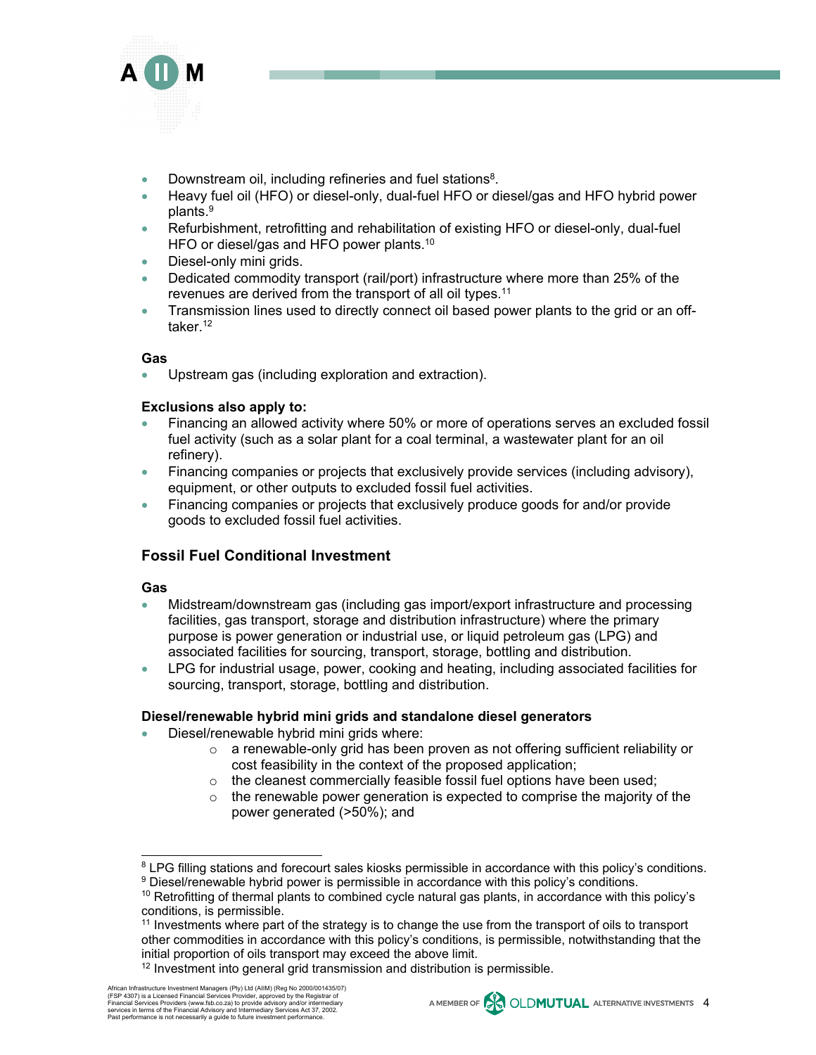- Downstream oil, including refineries and fuel stations[8].
- Heavy fuel oil (HFO) or diesel-only, dual-fuel HFO or diesel/gas and HFO hybrid power plants.[9]
- Refurbishment, retrofitting and rehabilitation of existing HFO or diesel-only, dual-fuel HFO or diesel/gas and HFO power plants.[10]
- Diesel-only mini grids.
- Dedicated commodity transport (rail/port) infrastructure where more than 25% of the revenues are derived from the transport of all oil types.[11]
- Transmission lines used to directly connect oil based power plants to the grid or an off-taker.[12]

**Gas**

- Upstream gas (including exploration and extraction).

**Exclusions also apply to:**

- Financing an allowed activity where 50% or more of operations serves an excluded fossil fuel activity (such as a solar plant for a coal terminal, a wastewater plant for an oil refinery).
- Financing companies or projects that exclusively provide services (including advisory), equipment, or other outputs to excluded fossil fuel activities.
- Financing companies or projects that exclusively produce goods for and/or provide goods to excluded fossil fuel activities.

### Fossil Fuel Conditional Investment

**Gas**

- Midstream/downstream gas (including gas import/export infrastructure and processing facilities, gas transport, storage and distribution infrastructure) where the primary purpose is power generation or industrial use, or liquid petroleum gas (LPG) and associated facilities for sourcing, transport, storage, bottling and distribution.
- LPG for industrial usage, power, cooking and heating, including associated facilities for sourcing, transport, storage, bottling and distribution.

**Diesel/renewable hybrid mini grids and standalone diesel generators**

- Diesel/renewable hybrid mini grids where:
  - a renewable-only grid has been proven as not offering sufficient reliability or cost feasibility in the context of the proposed application;
  - the cleanest commercially feasible fossil fuel options have been used;
  - the renewable power generation is expected to comprise the majority of the power generated (>50%); and

---

[8] LPG filling stations and forecourt sales kiosks permissible in accordance with this policy's conditions.

[9] Diesel/renewable hybrid power is permissible in accordance with this policy's conditions.

[10] Retrofitting of thermal plants to combined cycle natural gas plants, in accordance with this policy's conditions, is permissible.

[11] Investments where part of the strategy is to change the use from the transport of oils to transport other commodities in accordance with this policy's conditions, is permissible, notwithstanding that the initial proportion of oils transport may exceed the above limit.

[12] Investment into general grid transmission and distribution is permissible.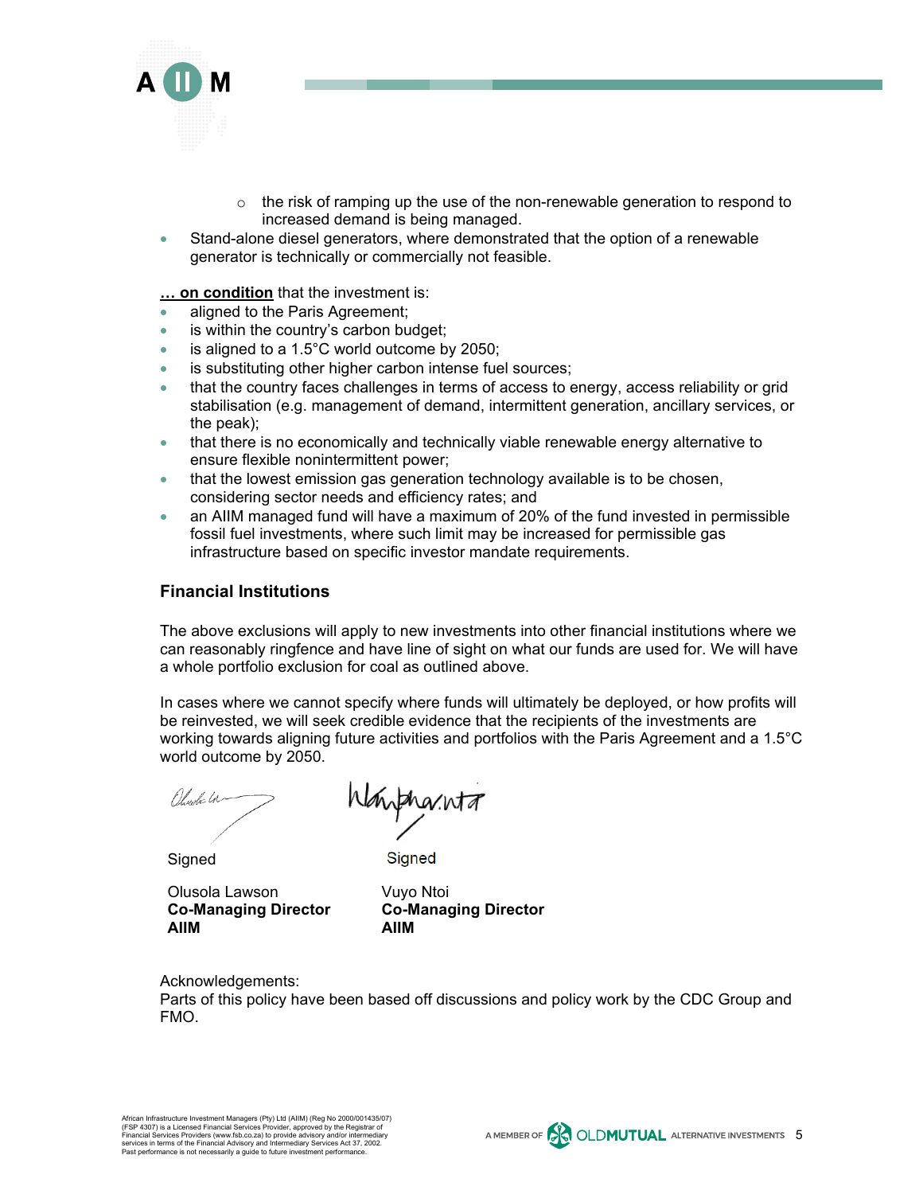- the risk of ramping up the use of the non-renewable generation to respond to increased demand is being managed.
- Stand-alone diesel generators, where demonstrated that the option of a renewable generator is technically or commercially not feasible.

**… on condition** that the investment is:

- aligned to the Paris Agreement;
- is within the country's carbon budget;
- is aligned to a 1.5°C world outcome by 2050;
- is substituting other higher carbon intense fuel sources;
- that the country faces challenges in terms of access to energy, access reliability or grid stabilisation (e.g. management of demand, intermittent generation, ancillary services, or the peak);
- that there is no economically and technically viable renewable energy alternative to ensure flexible nonintermittent power;
- that the lowest emission gas generation technology available is to be chosen, considering sector needs and efficiency rates; and
- an AIIM managed fund will have a maximum of 20% of the fund invested in permissible fossil fuel investments, where such limit may be increased for permissible gas infrastructure based on specific investor mandate requirements.

### Financial Institutions

The above exclusions will apply to new investments into other financial institutions where we can reasonably ringfence and have line of sight on what our funds are used for. We will have a whole portfolio exclusion for coal as outlined above.

In cases where we cannot specify where funds will ultimately be deployed, or how profits will be reinvested, we will seek credible evidence that the recipients of the investments are working towards aligning future activities and portfolios with the Paris Agreement and a 1.5°C world outcome by 2050.

Signed

Olusola Lawson
**Co-Managing Director**
**AIIM**

Signed

Vuyo Ntoi
**Co-Managing Director**
**AIIM**

Acknowledgements:
Parts of this policy have been based off discussions and policy work by the CDC Group and FMO.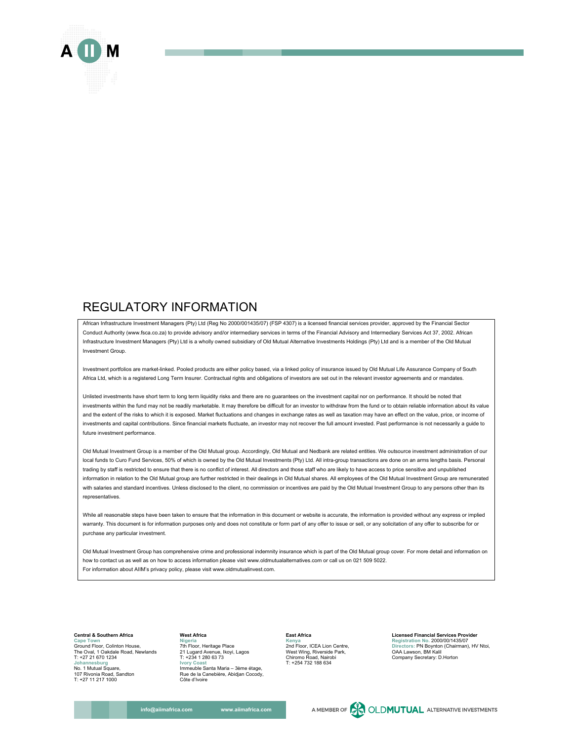# REGULATORY INFORMATION

African Infrastructure Investment Managers (Pty) Ltd (Reg No 2000/001435/07) (FSP 4307) is a licensed financial services provider, approved by the Financial Sector Conduct Authority (www.fsca.co.za) to provide advisory and/or intermediary services in terms of the Financial Advisory and Intermediary Services Act 37, 2002. African Infrastructure Investment Managers (Pty) Ltd is a wholly owned subsidiary of Old Mutual Alternative Investments Holdings (Pty) Ltd and is a member of the Old Mutual Investment Group.

Investment portfolios are market-linked. Pooled products are either policy based, via a linked policy of insurance issued by Old Mutual Life Assurance Company of South Africa Ltd, which is a registered Long Term Insurer. Contractual rights and obligations of investors are set out in the relevant investor agreements and or mandates.

Unlisted investments have short term to long term liquidity risks and there are no guarantees on the investment capital nor on performance. It should be noted that investments within the fund may not be readily marketable. It may therefore be difficult for an investor to withdraw from the fund or to obtain reliable information about its value and the extent of the risks to which it is exposed. Market fluctuations and changes in exchange rates as well as taxation may have an effect on the value, price, or income of investments and capital contributions. Since financial markets fluctuate, an investor may not recover the full amount invested. Past performance is not necessarily a guide to future investment performance.

Old Mutual Investment Group is a member of the Old Mutual group. Accordingly, Old Mutual and Nedbank are related entities. We outsource investment administration of our local funds to Curo Fund Services, 50% of which is owned by the Old Mutual Investments (Pty) Ltd. All intra-group transactions are done on an arms lengths basis. Personal trading by staff is restricted to ensure that there is no conflict of interest. All directors and those staff who are likely to have access to price sensitive and unpublished information in relation to the Old Mutual group are further restricted in their dealings in Old Mutual shares. All employees of the Old Mutual Investment Group are remunerated with salaries and standard incentives. Unless disclosed to the client, no commission or incentives are paid by the Old Mutual Investment Group to any persons other than its representatives.

While all reasonable steps have been taken to ensure that the information in this document or website is accurate, the information is provided without any express or implied warranty. This document is for information purposes only and does not constitute or form part of any offer to issue or sell, or any solicitation of any offer to subscribe for or purchase any particular investment.

Old Mutual Investment Group has comprehensive crime and professional indemnity insurance which is part of the Old Mutual group cover. For more detail and information on how to contact us as well as on how to access information please visit www.oldmutualalternatives.com or call us on 021 509 5022.
For information about AIIM's privacy policy, please visit www.oldmutualinvest.com.

**Central & Southern Africa**
Cape Town
Ground Floor, Colinton House,
The Oval, 1 Oakdale Road, Newlands
T: +27 21 670 1234
Johannesburg
No. 1 Mutual Square,
107 Rivonia Road, Sandton
T: +27 11 217 1000

**West Africa**
Nigeria
7th Floor, Heritage Place
21 Lugard Avenue, Ikoyi, Lagos
T: +234 1 280 63 73
Ivory Coast
Immeuble Santa Maria – 3ème étage,
Rue de la Canebière, Abidjan Cocody,
Côte d'Ivoire

**East Africa**
Kenya
2nd Floor, ICEA Lion Centre,
West Wing, Riverside Park,
Chiromo Road, Nairobi
T: +254 732 188 634

**Licensed Financial Services Provider**
Registration No. 2000/00/1435/07
Directors: PN Boynton (Chairman), HV Ntoi, OAA Lawson, BM Kalil
Company Secretary: D.Horton

info@aiimafrica.com www.aiimafrica.com

A MEMBER OF OLDMUTUAL ALTERNATIVE INVESTMENTS